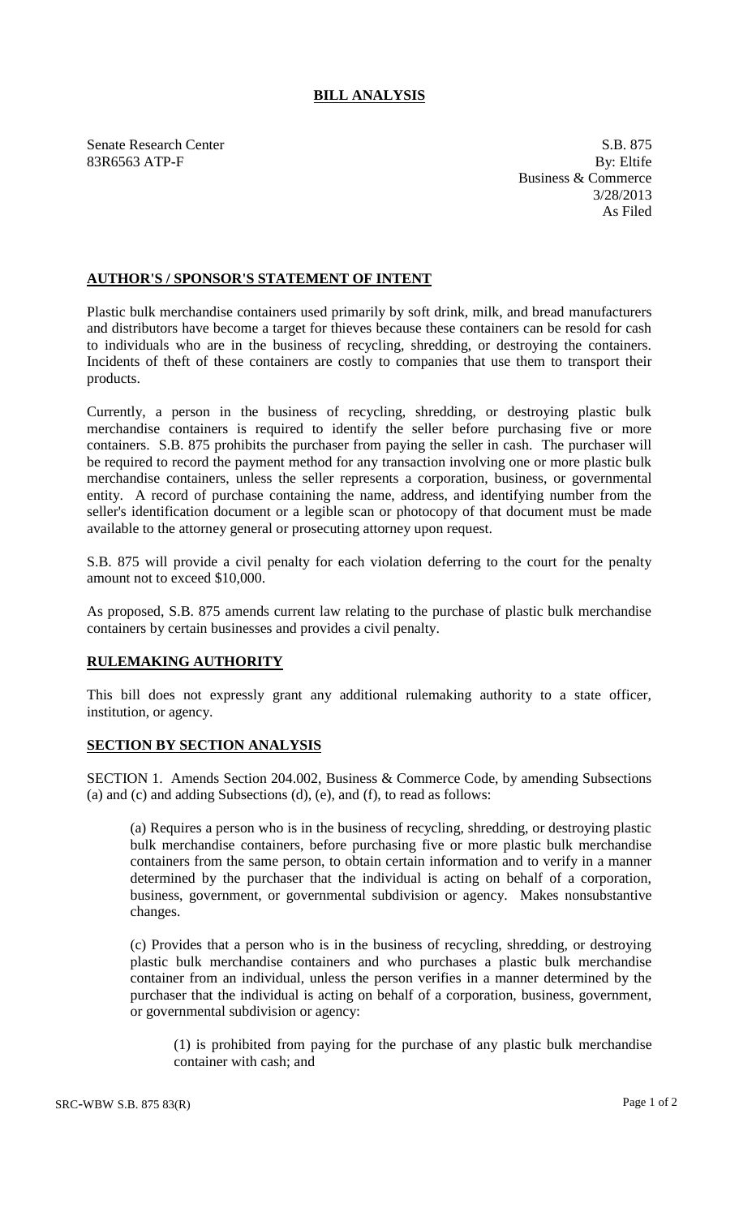# BILL ANALYSIS

Senate Research Center
83R6563 ATP-F

S.B. 875
By: Eltife
Business & Commerce
3/28/2013
As Filed

## AUTHOR'S / SPONSOR'S STATEMENT OF INTENT

Plastic bulk merchandise containers used primarily by soft drink, milk, and bread manufacturers and distributors have become a target for thieves because these containers can be resold for cash to individuals who are in the business of recycling, shredding, or destroying the containers. Incidents of theft of these containers are costly to companies that use them to transport their products.

Currently, a person in the business of recycling, shredding, or destroying plastic bulk merchandise containers is required to identify the seller before purchasing five or more containers. S.B. 875 prohibits the purchaser from paying the seller in cash. The purchaser will be required to record the payment method for any transaction involving one or more plastic bulk merchandise containers, unless the seller represents a corporation, business, or governmental entity. A record of purchase containing the name, address, and identifying number from the seller's identification document or a legible scan or photocopy of that document must be made available to the attorney general or prosecuting attorney upon request.

S.B. 875 will provide a civil penalty for each violation deferring to the court for the penalty amount not to exceed $10,000.

As proposed, S.B. 875 amends current law relating to the purchase of plastic bulk merchandise containers by certain businesses and provides a civil penalty.

## RULEMAKING AUTHORITY

This bill does not expressly grant any additional rulemaking authority to a state officer, institution, or agency.

## SECTION BY SECTION ANALYSIS

SECTION 1. Amends Section 204.002, Business & Commerce Code, by amending Subsections (a) and (c) and adding Subsections (d), (e), and (f), to read as follows:

(a) Requires a person who is in the business of recycling, shredding, or destroying plastic bulk merchandise containers, before purchasing five or more plastic bulk merchandise containers from the same person, to obtain certain information and to verify in a manner determined by the purchaser that the individual is acting on behalf of a corporation, business, government, or governmental subdivision or agency. Makes nonsubstantive changes.

(c) Provides that a person who is in the business of recycling, shredding, or destroying plastic bulk merchandise containers and who purchases a plastic bulk merchandise container from an individual, unless the person verifies in a manner determined by the purchaser that the individual is acting on behalf of a corporation, business, government, or governmental subdivision or agency:

(1) is prohibited from paying for the purchase of any plastic bulk merchandise container with cash; and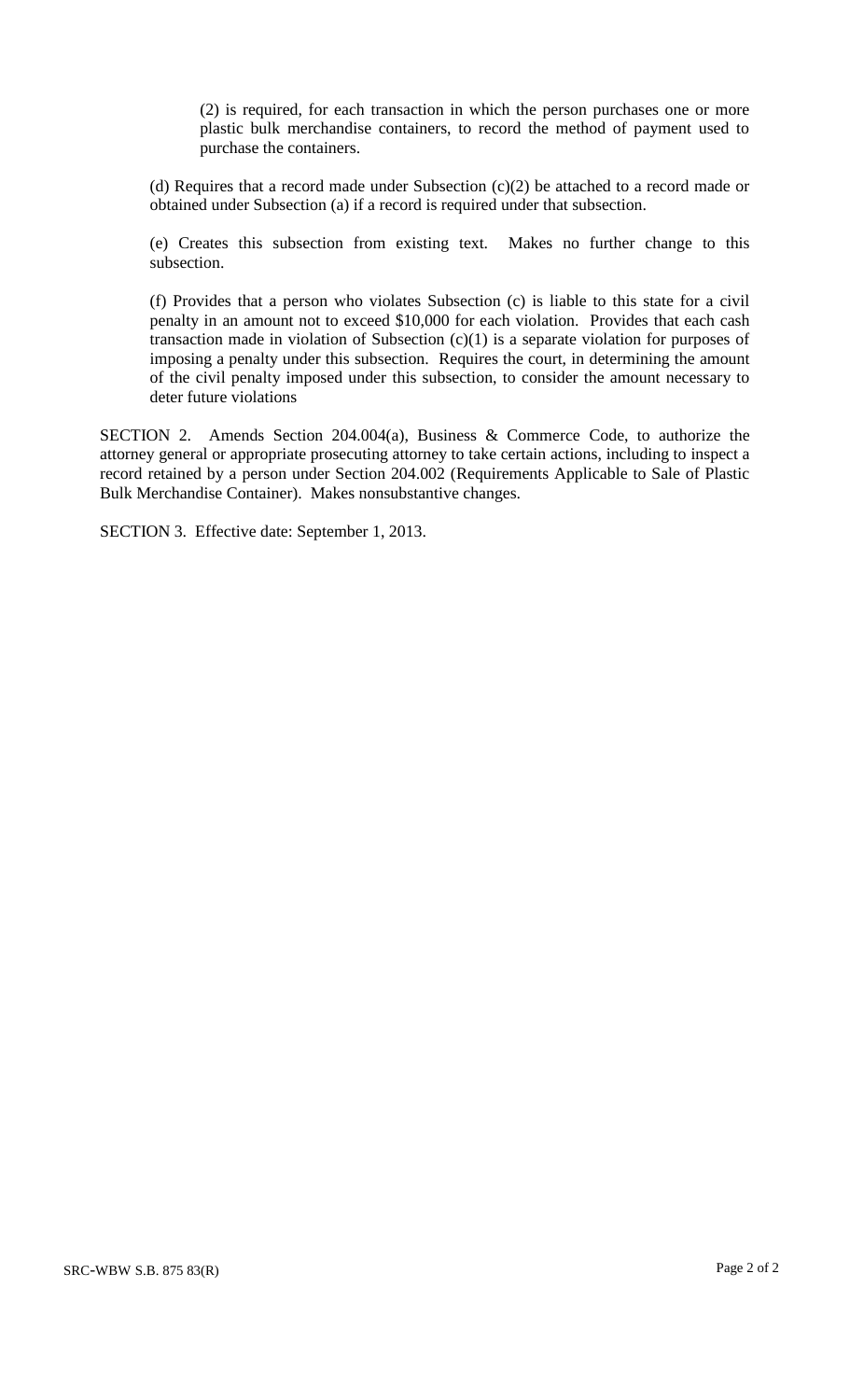(2) is required, for each transaction in which the person purchases one or more plastic bulk merchandise containers, to record the method of payment used to purchase the containers.

(d) Requires that a record made under Subsection (c)(2) be attached to a record made or obtained under Subsection (a) if a record is required under that subsection.

(e) Creates this subsection from existing text. Makes no further change to this subsection.

(f) Provides that a person who violates Subsection (c) is liable to this state for a civil penalty in an amount not to exceed $10,000 for each violation. Provides that each cash transaction made in violation of Subsection (c)(1) is a separate violation for purposes of imposing a penalty under this subsection. Requires the court, in determining the amount of the civil penalty imposed under this subsection, to consider the amount necessary to deter future violations

SECTION 2. Amends Section 204.004(a), Business & Commerce Code, to authorize the attorney general or appropriate prosecuting attorney to take certain actions, including to inspect a record retained by a person under Section 204.002 (Requirements Applicable to Sale of Plastic Bulk Merchandise Container). Makes nonsubstantive changes.

SECTION 3. Effective date: September 1, 2013.

SRC-WBW S.B. 875 83(R)